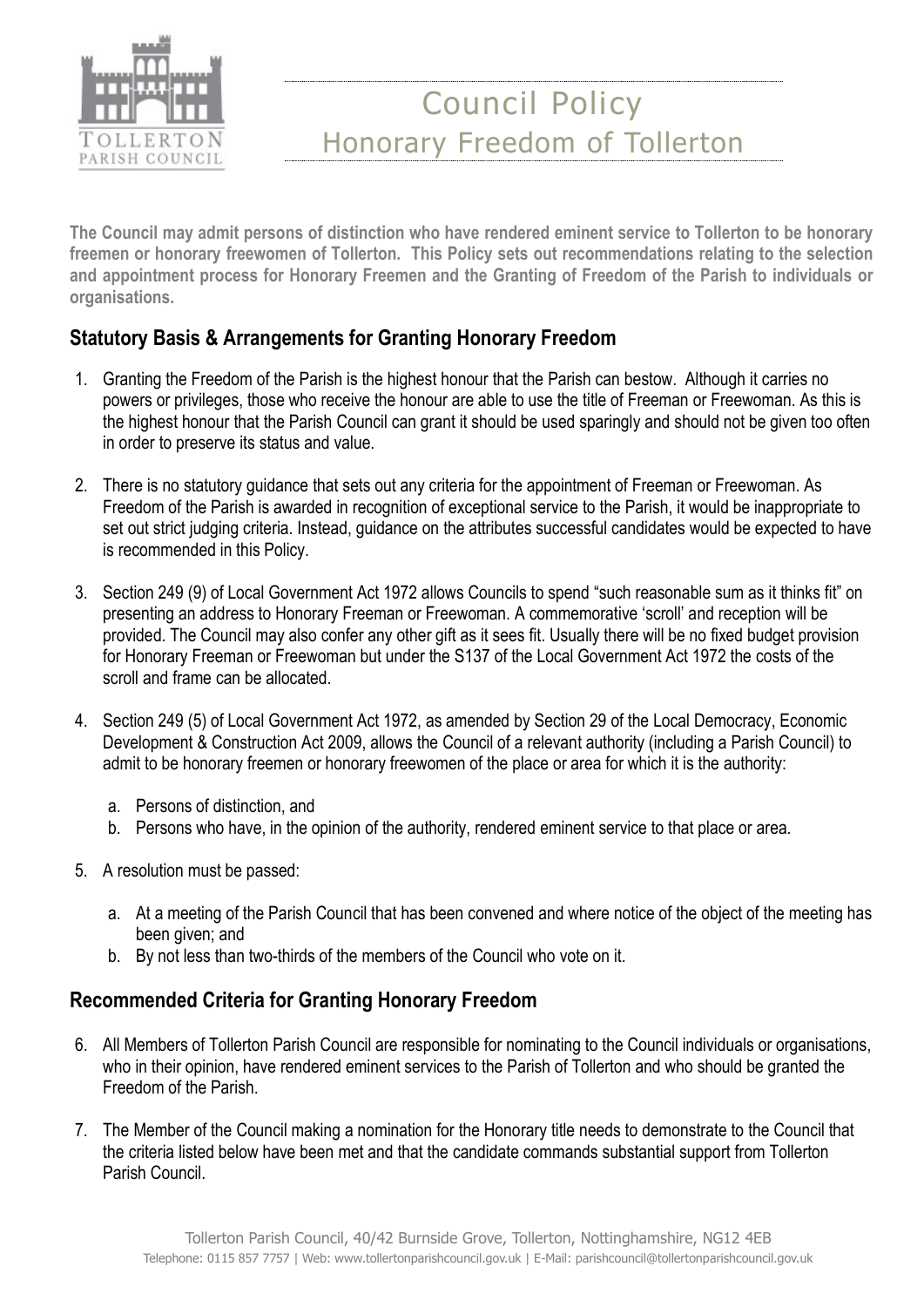# Council Policy
## Honorary Freedom of Tollerton

**The Council may admit persons of distinction who have rendered eminent service to Tollerton to be honorary freemen or honorary freewomen of Tollerton. This Policy sets out recommendations relating to the selection and appointment process for Honorary Freemen and the Granting of Freedom of the Parish to individuals or organisations.**

## Statutory Basis & Arrangements for Granting Honorary Freedom

1. Granting the Freedom of the Parish is the highest honour that the Parish can bestow. Although it carries no powers or privileges, those who receive the honour are able to use the title of Freeman or Freewoman. As this is the highest honour that the Parish Council can grant it should be used sparingly and should not be given too often in order to preserve its status and value.

2. There is no statutory guidance that sets out any criteria for the appointment of Freeman or Freewoman. As Freedom of the Parish is awarded in recognition of exceptional service to the Parish, it would be inappropriate to set out strict judging criteria. Instead, guidance on the attributes successful candidates would be expected to have is recommended in this Policy.

3. Section 249 (9) of Local Government Act 1972 allows Councils to spend "such reasonable sum as it thinks fit" on presenting an address to Honorary Freeman or Freewoman. A commemorative 'scroll' and reception will be provided. The Council may also confer any other gift as it sees fit. Usually there will be no fixed budget provision for Honorary Freeman or Freewoman but under the S137 of the Local Government Act 1972 the costs of the scroll and frame can be allocated.

4. Section 249 (5) of Local Government Act 1972, as amended by Section 29 of the Local Democracy, Economic Development & Construction Act 2009, allows the Council of a relevant authority (including a Parish Council) to admit to be honorary freemen or honorary freewomen of the place or area for which it is the authority:

   a. Persons of distinction, and
   b. Persons who have, in the opinion of the authority, rendered eminent service to that place or area.

5. A resolution must be passed:

   a. At a meeting of the Parish Council that has been convened and where notice of the object of the meeting has been given; and
   b. By not less than two-thirds of the members of the Council who vote on it.

## Recommended Criteria for Granting Honorary Freedom

6. All Members of Tollerton Parish Council are responsible for nominating to the Council individuals or organisations, who in their opinion, have rendered eminent services to the Parish of Tollerton and who should be granted the Freedom of the Parish.

7. The Member of the Council making a nomination for the Honorary title needs to demonstrate to the Council that the criteria listed below have been met and that the candidate commands substantial support from Tollerton Parish Council.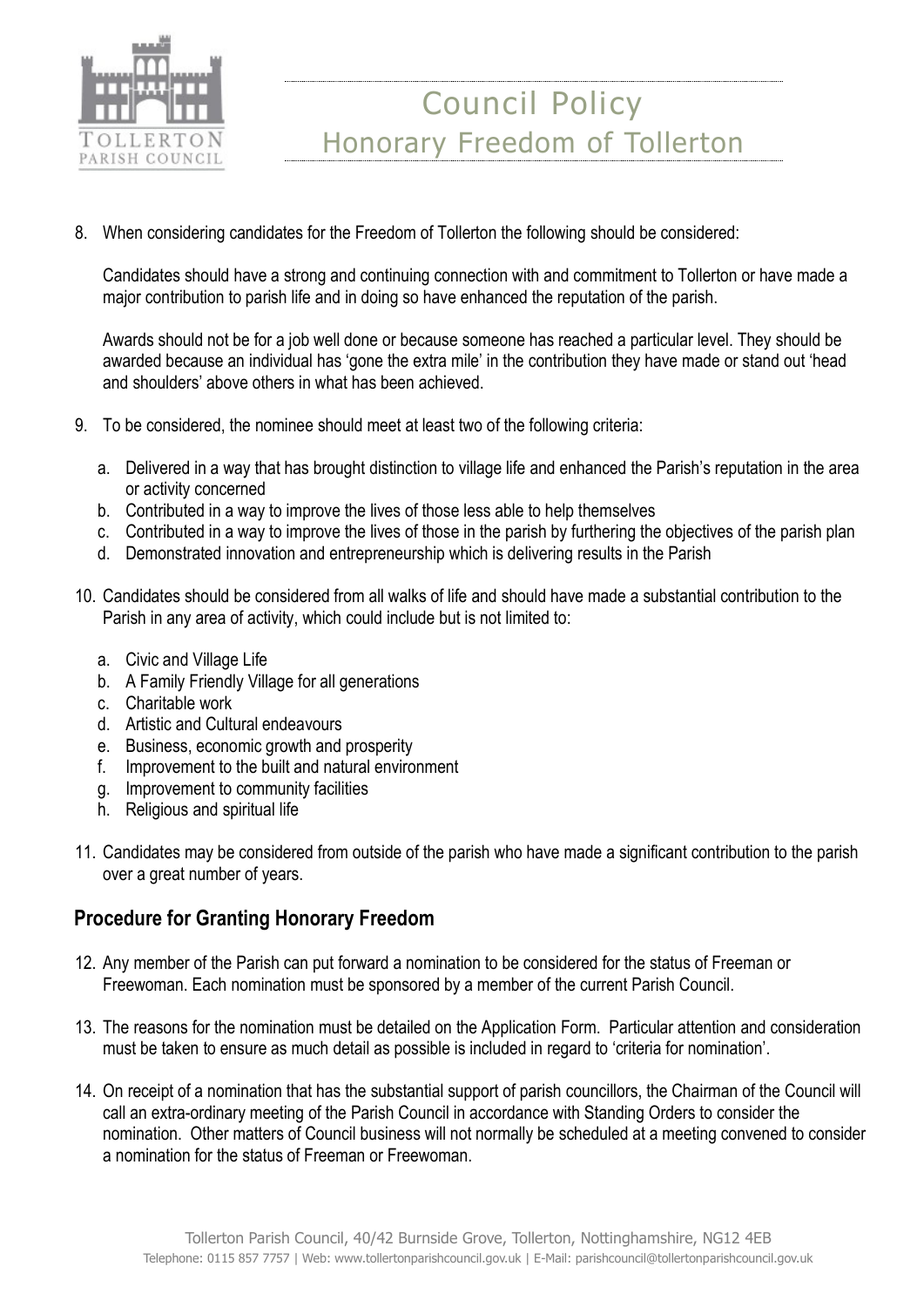8. When considering candidates for the Freedom of Tollerton the following should be considered:

   Candidates should have a strong and continuing connection with and commitment to Tollerton or have made a major contribution to parish life and in doing so have enhanced the reputation of the parish.

   Awards should not be for a job well done or because someone has reached a particular level. They should be awarded because an individual has 'gone the extra mile' in the contribution they have made or stand out 'head and shoulders' above others in what has been achieved.

9. To be considered, the nominee should meet at least two of the following criteria:

   a. Delivered in a way that has brought distinction to village life and enhanced the Parish's reputation in the area or activity concerned
   b. Contributed in a way to improve the lives of those less able to help themselves
   c. Contributed in a way to improve the lives of those in the parish by furthering the objectives of the parish plan
   d. Demonstrated innovation and entrepreneurship which is delivering results in the Parish

10. Candidates should be considered from all walks of life and should have made a substantial contribution to the Parish in any area of activity, which could include but is not limited to:

    a. Civic and Village Life
    b. A Family Friendly Village for all generations
    c. Charitable work
    d. Artistic and Cultural endeavours
    e. Business, economic growth and prosperity
    f. Improvement to the built and natural environment
    g. Improvement to community facilities
    h. Religious and spiritual life

11. Candidates may be considered from outside of the parish who have made a significant contribution to the parish over a great number of years.

## Procedure for Granting Honorary Freedom

12. Any member of the Parish can put forward a nomination to be considered for the status of Freeman or Freewoman. Each nomination must be sponsored by a member of the current Parish Council.

13. The reasons for the nomination must be detailed on the Application Form. Particular attention and consideration must be taken to ensure as much detail as possible is included in regard to 'criteria for nomination'.

14. On receipt of a nomination that has the substantial support of parish councillors, the Chairman of the Council will call an extra-ordinary meeting of the Parish Council in accordance with Standing Orders to consider the nomination. Other matters of Council business will not normally be scheduled at a meeting convened to consider a nomination for the status of Freeman or Freewoman.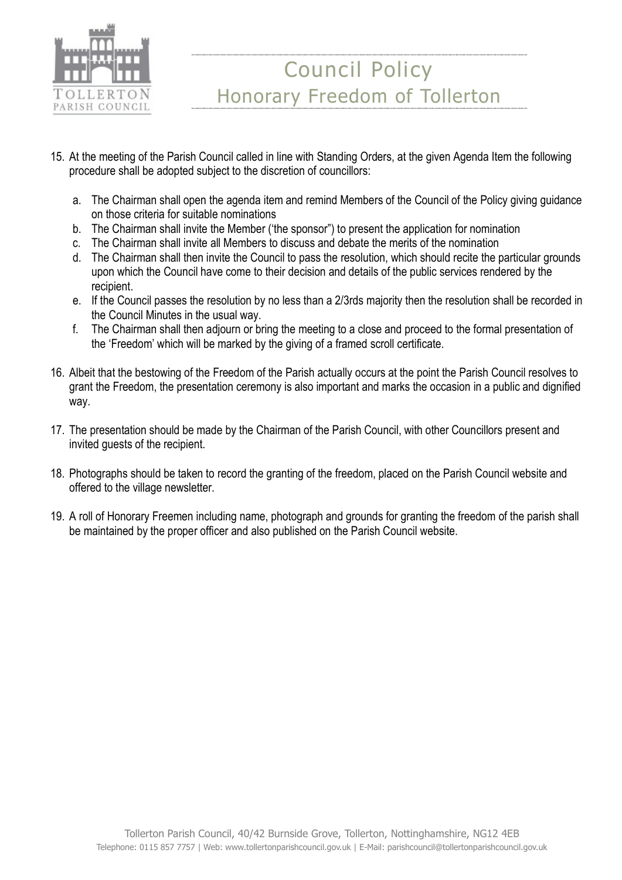15. At the meeting of the Parish Council called in line with Standing Orders, at the given Agenda Item the following procedure shall be adopted subject to the discretion of councillors:

    a. The Chairman shall open the agenda item and remind Members of the Council of the Policy giving guidance on those criteria for suitable nominations
    b. The Chairman shall invite the Member ('the sponsor") to present the application for nomination
    c. The Chairman shall invite all Members to discuss and debate the merits of the nomination
    d. The Chairman shall then invite the Council to pass the resolution, which should recite the particular grounds upon which the Council have come to their decision and details of the public services rendered by the recipient.
    e. If the Council passes the resolution by no less than a 2/3rds majority then the resolution shall be recorded in the Council Minutes in the usual way.
    f. The Chairman shall then adjourn or bring the meeting to a close and proceed to the formal presentation of the 'Freedom' which will be marked by the giving of a framed scroll certificate.

16. Albeit that the bestowing of the Freedom of the Parish actually occurs at the point the Parish Council resolves to grant the Freedom, the presentation ceremony is also important and marks the occasion in a public and dignified way.

17. The presentation should be made by the Chairman of the Parish Council, with other Councillors present and invited guests of the recipient.

18. Photographs should be taken to record the granting of the freedom, placed on the Parish Council website and offered to the village newsletter.

19. A roll of Honorary Freemen including name, photograph and grounds for granting the freedom of the parish shall be maintained by the proper officer and also published on the Parish Council website.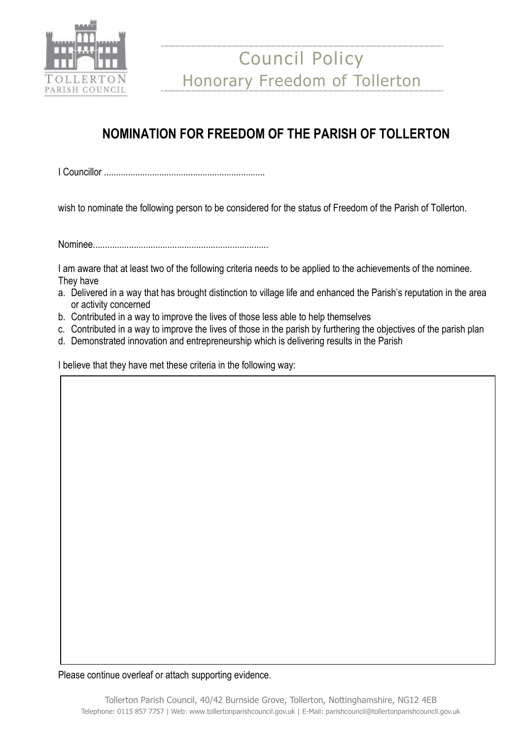# Council Policy
## Honorary Freedom of Tollerton

## NOMINATION FOR FREEDOM OF THE PARISH OF TOLLERTON

I Councillor ..................................................................

wish to nominate the following person to be considered for the status of Freedom of the Parish of Tollerton.

Nominee........................................................................

I am aware that at least two of the following criteria needs to be applied to the achievements of the nominee. They have

a. Delivered in a way that has brought distinction to village life and enhanced the Parish's reputation in the area or activity concerned
b. Contributed in a way to improve the lives of those less able to help themselves
c. Contributed in a way to improve the lives of those in the parish by furthering the objectives of the parish plan
d. Demonstrated innovation and entrepreneurship which is delivering results in the Parish

I believe that they have met these criteria in the following way:

Please continue overleaf or attach supporting evidence.

Tollerton Parish Council, 40/42 Burnside Grove, Tollerton, Nottinghamshire, NG12 4EB
Telephone: 0115 857 7757 | Web: www.tollertonparishcouncil.gov.uk | E-Mail: parishcouncil@tollertonparishcouncil.gov.uk